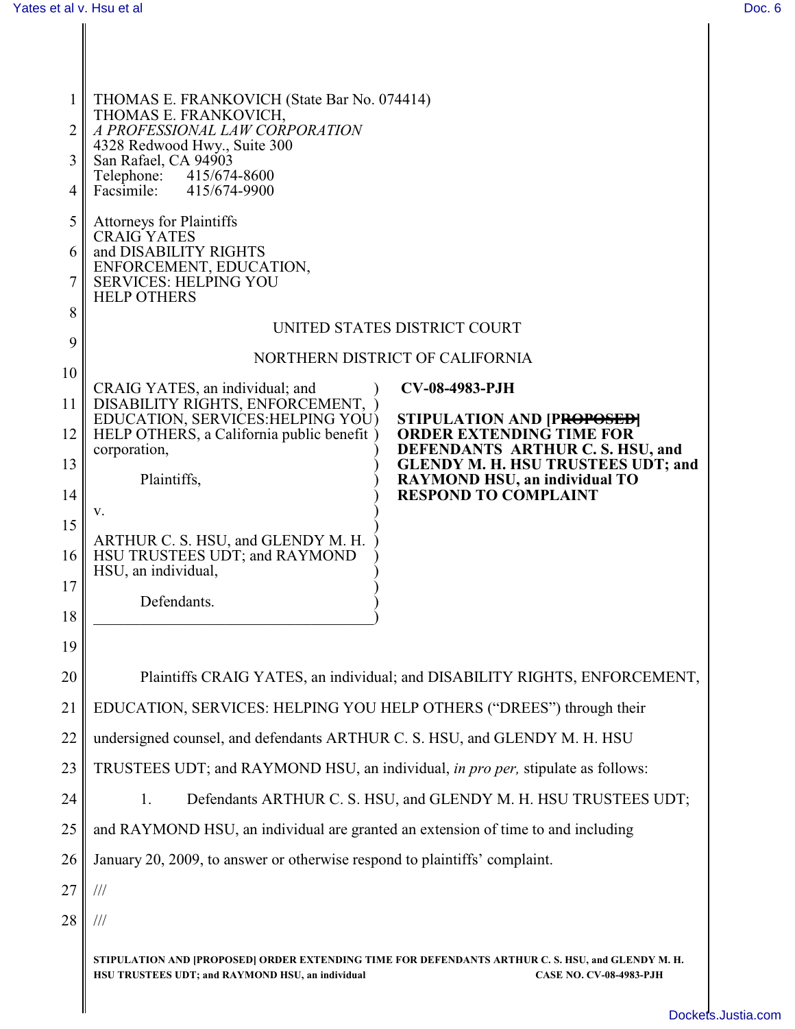THOMAS E. FRANKOVICH (State Bar No. 074414)
THOMAS E. FRANKOVICH,
*A PROFESSIONAL LAW CORPORATION*
4328 Redwood Hwy., Suite 300
San Rafael, CA 94903
Telephone: 415/674-8600
Facsimile: 415/674-9900

Attorneys for Plaintiffs
CRAIG YATES
and DISABILITY RIGHTS
ENFORCEMENT, EDUCATION,
SERVICES: HELPING YOU
HELP OTHERS

UNITED STATES DISTRICT COURT

NORTHERN DISTRICT OF CALIFORNIA

CRAIG YATES, an individual; and DISABILITY RIGHTS, ENFORCEMENT, EDUCATION, SERVICES:HELPING YOU HELP OTHERS, a California public benefit corporation,

Plaintiffs,

v.

ARTHUR C. S. HSU, and GLENDY M. H. HSU TRUSTEES UDT; and RAYMOND HSU, an individual,

Defendants.

**CV-08-4983-PJH**

**STIPULATION AND [P~~ROPOSED~~] ORDER EXTENDING TIME FOR DEFENDANTS ARTHUR C. S. HSU, and GLENDY M. H. HSU TRUSTEES UDT; and RAYMOND HSU, an individual TO RESPOND TO COMPLAINT**

Plaintiffs CRAIG YATES, an individual; and DISABILITY RIGHTS, ENFORCEMENT, EDUCATION, SERVICES: HELPING YOU HELP OTHERS ("DREES") through their undersigned counsel, and defendants ARTHUR C. S. HSU, and GLENDY M. H. HSU TRUSTEES UDT; and RAYMOND HSU, an individual, *in pro per,* stipulate as follows:

1. Defendants ARTHUR C. S. HSU, and GLENDY M. H. HSU TRUSTEES UDT; and RAYMOND HSU, an individual are granted an extension of time to and including January 20, 2009, to answer or otherwise respond to plaintiffs' complaint.

///

///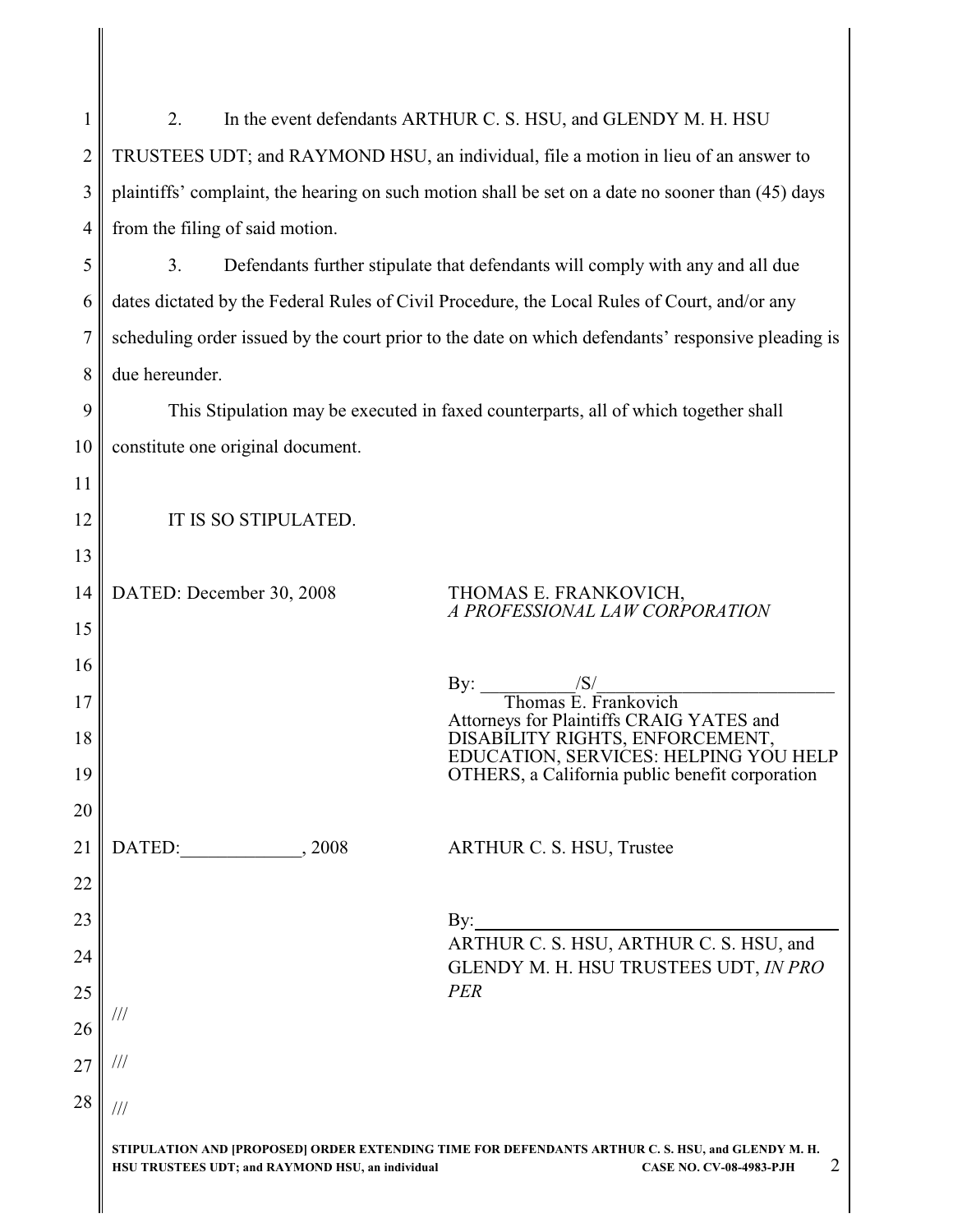2. In the event defendants ARTHUR C. S. HSU, and GLENDY M. H. HSU TRUSTEES UDT; and RAYMOND HSU, an individual, file a motion in lieu of an answer to plaintiffs' complaint, the hearing on such motion shall be set on a date no sooner than (45) days from the filing of said motion.

3. Defendants further stipulate that defendants will comply with any and all due dates dictated by the Federal Rules of Civil Procedure, the Local Rules of Court, and/or any scheduling order issued by the court prior to the date on which defendants' responsive pleading is due hereunder.

This Stipulation may be executed in faxed counterparts, all of which together shall constitute one original document.

IT IS SO STIPULATED.

DATED: December 30, 2008

THOMAS E. FRANKOVICH,
*A PROFESSIONAL LAW CORPORATION*

By: /S/
Thomas E. Frankovich
Attorneys for Plaintiffs CRAIG YATES and DISABILITY RIGHTS, ENFORCEMENT, EDUCATION, SERVICES: HELPING YOU HELP OTHERS, a California public benefit corporation

DATED:_____________, 2008

ARTHUR C. S. HSU, Trustee

By:_____________________________
ARTHUR C. S. HSU, ARTHUR C. S. HSU, and GLENDY M. H. HSU TRUSTEES UDT, *IN PRO PER*

///

///

///

STIPULATION AND [PROPOSED] ORDER EXTENDING TIME FOR DEFENDANTS ARTHUR C. S. HSU, and GLENDY M. H. HSU TRUSTEES UDT; and RAYMOND HSU, an individual CASE NO. CV-08-4983-PJH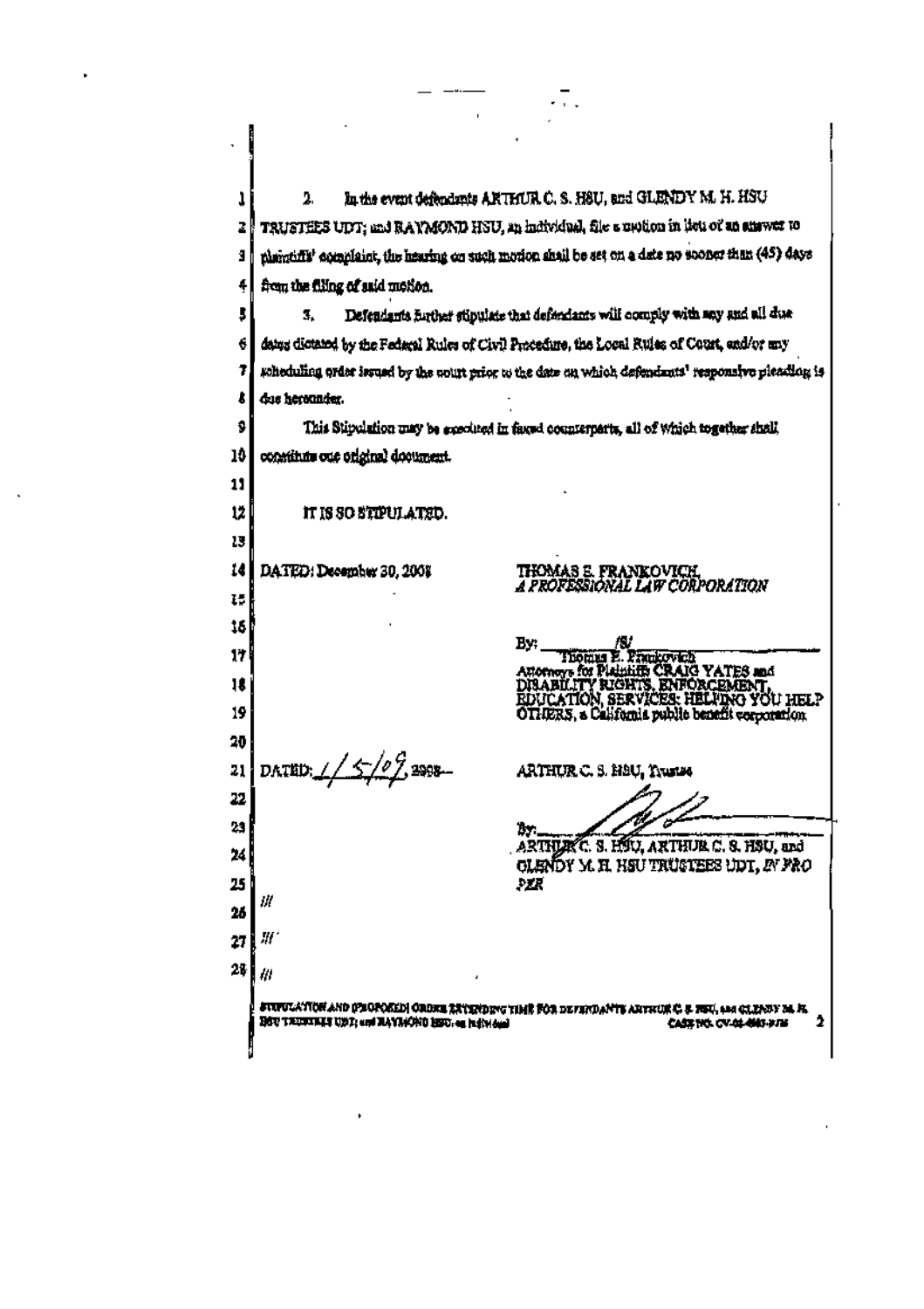2. In the event defendants ARTHUR C. S. HSU, and GLENDY M. H. HSU TRUSTEES UDT; and RAYMOND HSU, an individual, file a motion in lieu of an answer to plaintiffs' complaint, the hearing on such motion shall be set on a date no sooner than (45) days from the filing of said motion.

3. Defendants further stipulate that defendants will comply with any and all due dates dictated by the Federal Rules of Civil Procedure, the Local Rules of Court, and/or any scheduling order issued by the court prior to the date on which defendants' responsive pleading is due hereunder.

This Stipulation may be executed in faxed counterparts, all of which together shall constitute one original document.

IT IS SO STIPULATED.

DATED: December 30, 2008

THOMAS E. FRANKOVICH,
*A PROFESSIONAL LAW CORPORATION*

By: /S/
Thomas E. Frankovich
Attorneys for Plaintiffs CRAIG YATES and DISABILITY RIGHTS, ENFORCEMENT, EDUCATION, SERVICES: HELPING YOU HELP OTHERS, a California public benefit corporation

DATED: 1/5/09 ~~2008~~

ARTHUR C. S. HSU, Trustee

By: ARTHUR C. S. HSU, ARTHUR C. S. HSU, and GLENDY M. H. HSU TRUSTEES UDT, *IN PRO PER*

///

///

///

STIPULATION AND [PROPOSED] ORDER EXTENDING TIME FOR DEFENDANTS ARTHUR C. S. HSU, and GLENDY M. H. HSU TRUSTEES UDT; and RAYMOND HSU, an individual CASE NO. CV-08-4963-JL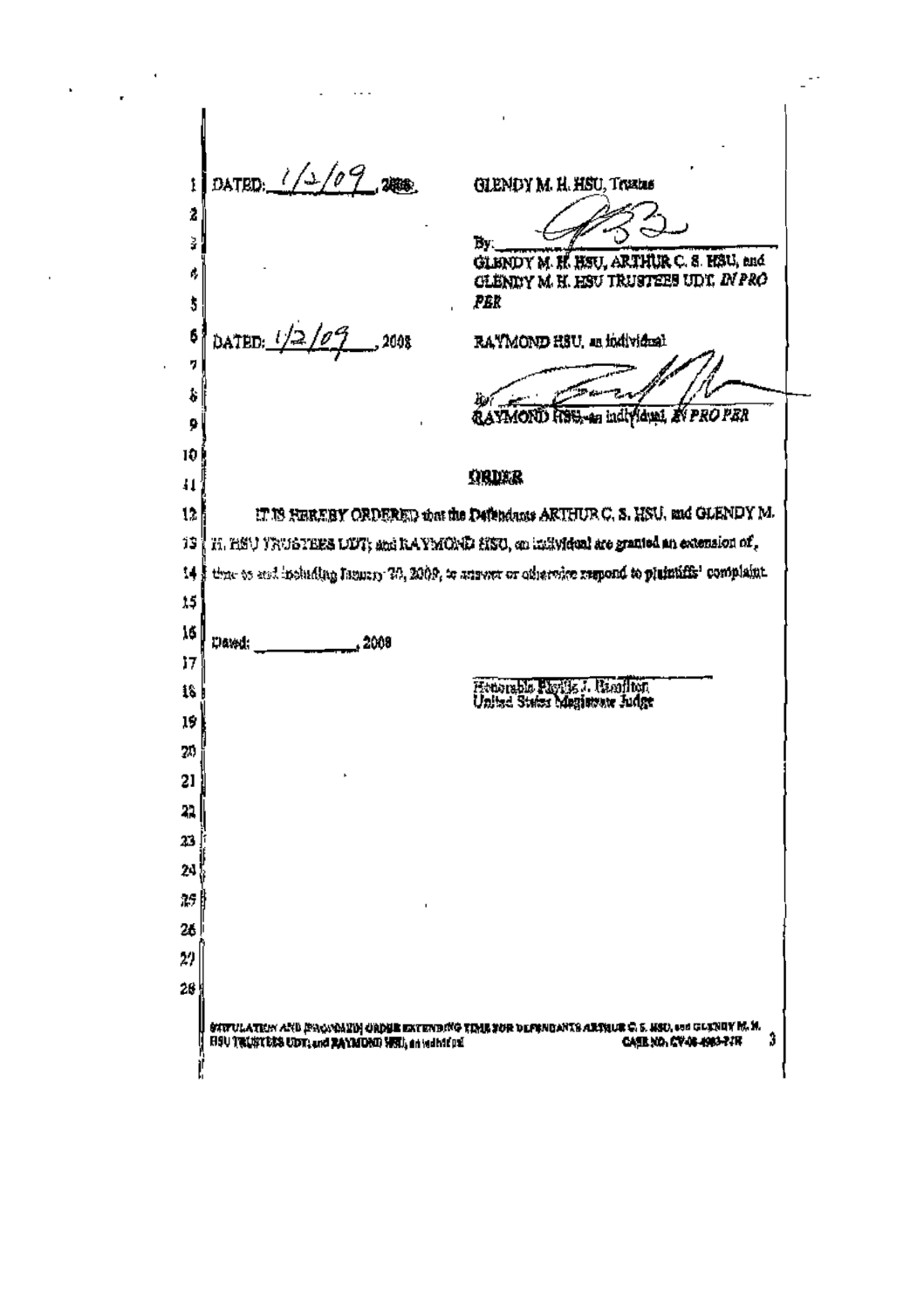DATED: 1/2/09, ~~2008~~

GLENDY M. H. HSU, Trustee

By: ______________________

GLENDY M. H. HSU, ARTHUR C. S. HSU, and GLENDY M. H. HSU TRUSTEES UDT, *IN PRO PER*

DATED: 1/2/09, 2008

RAYMOND HSU, an individual

By: ______________________

RAYMOND HSU, an individual, *IN PRO PER*

**ORDER**

IT IS HEREBY ORDERED that the Defendants ARTHUR C. S. HSU, and GLENDY M. H. HSU TRUSTEES UDT; and RAYMOND HSU, an individual are granted an extension of time to and including January 30, 2009, to answer or otherwise respond to plaintiffs' complaint.

Dated: ______________, 2009

______________________

Honorable Phyllis J. Hamilton
United States Magistrate Judge

STIPULATION AND [PROPOSED] ORDER EXTENDING TIME FOR DEFENDANTS ARTHUR C. S. HSU, and GLENDY M. H. HSU TRUSTEES UDT; and RAYMOND HSU, an individual — CASE NO. CV-08-4983-PJH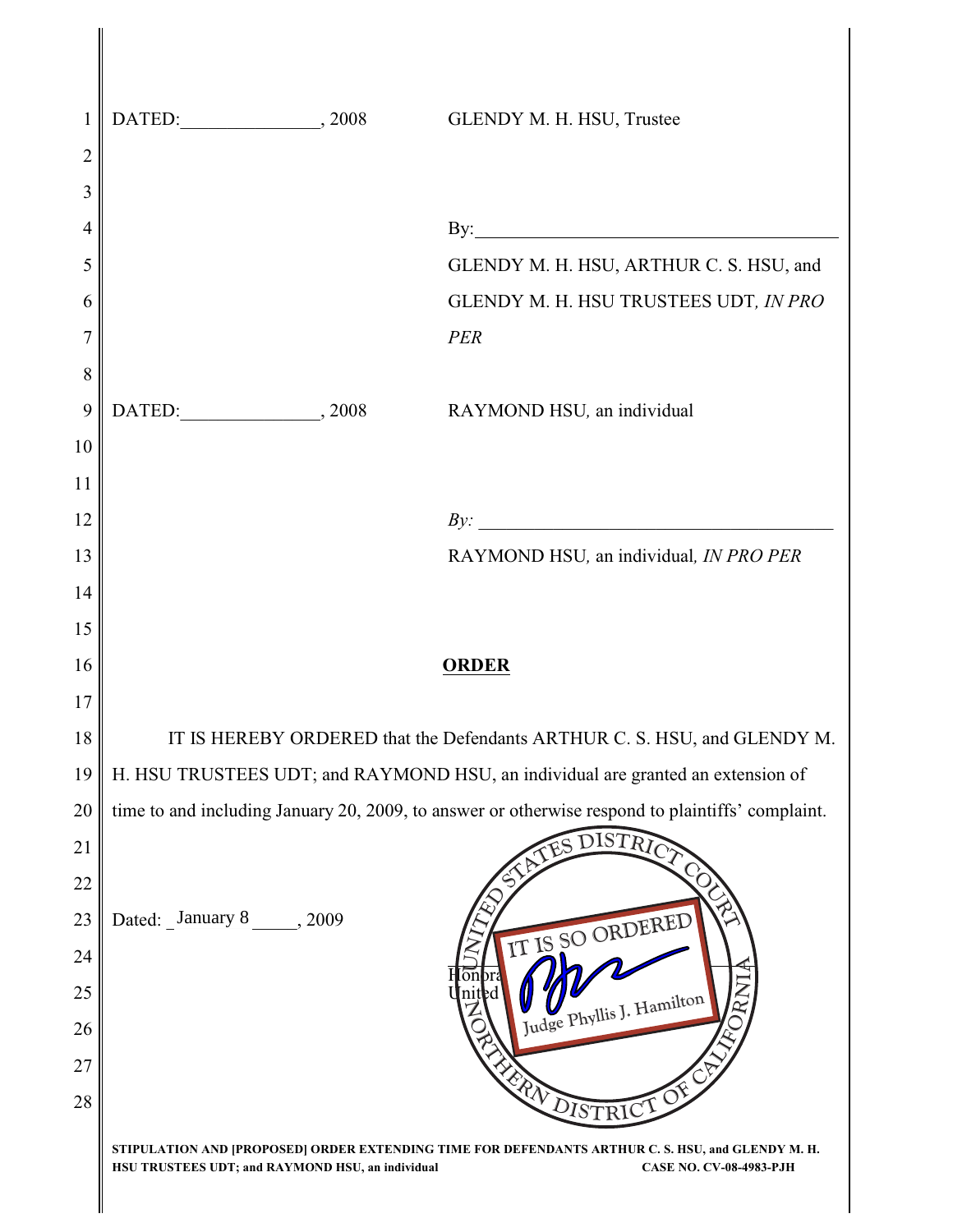DATED:_______________, 2008

GLENDY M. H. HSU, Trustee

By:_______________________________________

GLENDY M. H. HSU, ARTHUR C. S. HSU, and GLENDY M. H. HSU TRUSTEES UDT, *IN PRO PER*

DATED:_______________, 2008

RAYMOND HSU, an individual

*By:* _______________________________________

RAYMOND HSU, an individual, *IN PRO PER*

**ORDER**

IT IS HEREBY ORDERED that the Defendants ARTHUR C. S. HSU, and GLENDY M. H. HSU TRUSTEES UDT; and RAYMOND HSU, an individual are granted an extension of time to and including January 20, 2009, to answer or otherwise respond to plaintiffs' complaint.

Dated: _January 8_____, 2009

UNITED STATES DISTRICT COURT NORTHERN DISTRICT OF CALIFORNIA

IT IS SO ORDERED

Judge Phyllis J. Hamilton

Honora
United

STIPULATION AND [PROPOSED] ORDER EXTENDING TIME FOR DEFENDANTS ARTHUR C. S. HSU, and GLENDY M. H. HSU TRUSTEES UDT; and RAYMOND HSU, an individual CASE NO. CV-08-4983-PJH